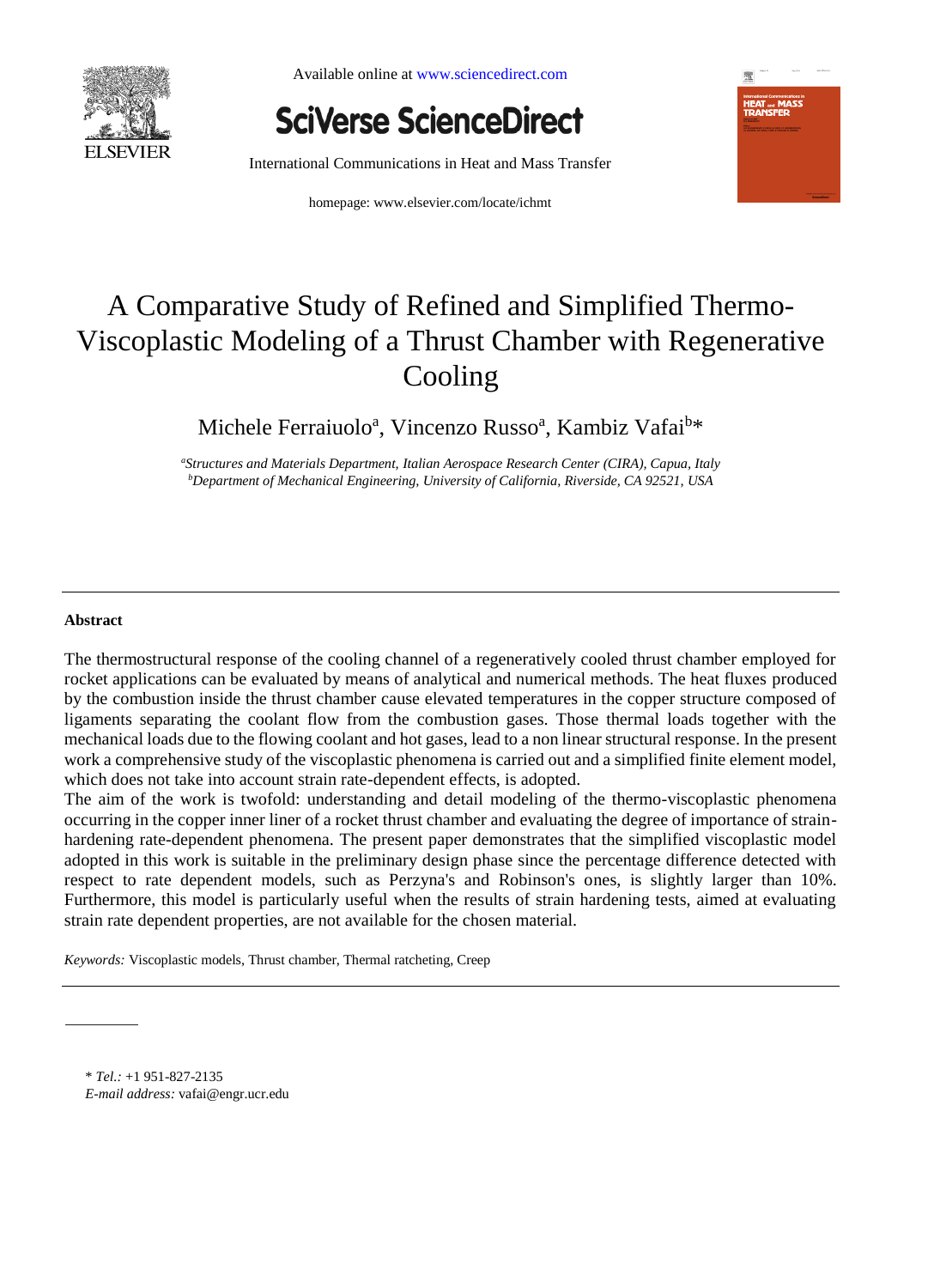Available online at www.sciencedirect.com

SciVerse ScienceDirect

International Communications in Heat and Mass Transfer

homepage: www.elsevier.com/locate/ichmt

# A Comparative Study of Refined and Simplified Thermo-Viscoplastic Modeling of a Thrust Chamber with Regenerative Cooling

Michele Ferraiuolo[a], Vincenzo Russo[a], Kambiz Vafai[b]*

[a]*Structures and Materials Department, Italian Aerospace Research Center (CIRA), Capua, Italy*
[b]*Department of Mechanical Engineering, University of California, Riverside, CA 92521, USA*

---

**Abstract**

The thermostructural response of the cooling channel of a regeneratively cooled thrust chamber employed for rocket applications can be evaluated by means of analytical and numerical methods. The heat fluxes produced by the combustion inside the thrust chamber cause elevated temperatures in the copper structure composed of ligaments separating the coolant flow from the combustion gases. Those thermal loads together with the mechanical loads due to the flowing coolant and hot gases, lead to a non linear structural response. In the present work a comprehensive study of the viscoplastic phenomena is carried out and a simplified finite element model, which does not take into account strain rate-dependent effects, is adopted.

The aim of the work is twofold: understanding and detail modeling of the thermo-viscoplastic phenomena occurring in the copper inner liner of a rocket thrust chamber and evaluating the degree of importance of strain-hardening rate-dependent phenomena. The present paper demonstrates that the simplified viscoplastic model adopted in this work is suitable in the preliminary design phase since the percentage difference detected with respect to rate dependent models, such as Perzyna's and Robinson's ones, is slightly larger than 10%. Furthermore, this model is particularly useful when the results of strain hardening tests, aimed at evaluating strain rate dependent properties, are not available for the chosen material.

*Keywords:* Viscoplastic models, Thrust chamber, Thermal ratcheting, Creep

---

\* *Tel.:* +1 951-827-2135
*E-mail address:* vafai@engr.ucr.edu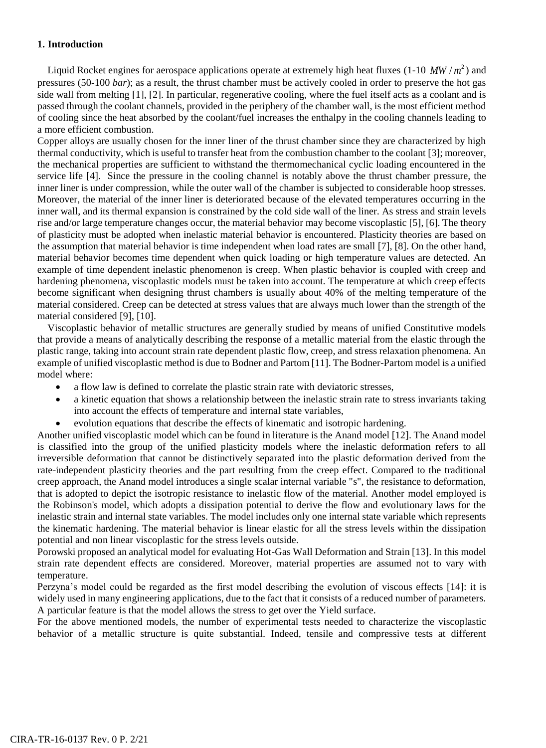## 1. Introduction

Liquid Rocket engines for aerospace applications operate at extremely high heat fluxes (1-10 $MW/m^2$) and pressures (50-100 *bar*); as a result, the thrust chamber must be actively cooled in order to preserve the hot gas side wall from melting [1], [2]. In particular, regenerative cooling, where the fuel itself acts as a coolant and is passed through the coolant channels, provided in the periphery of the chamber wall, is the most efficient method of cooling since the heat absorbed by the coolant/fuel increases the enthalpy in the cooling channels leading to a more efficient combustion.

Copper alloys are usually chosen for the inner liner of the thrust chamber since they are characterized by high thermal conductivity, which is useful to transfer heat from the combustion chamber to the coolant [3]; moreover, the mechanical properties are sufficient to withstand the thermomechanical cyclic loading encountered in the service life [4]. Since the pressure in the cooling channel is notably above the thrust chamber pressure, the inner liner is under compression, while the outer wall of the chamber is subjected to considerable hoop stresses. Moreover, the material of the inner liner is deteriorated because of the elevated temperatures occurring in the inner wall, and its thermal expansion is constrained by the cold side wall of the liner. As stress and strain levels rise and/or large temperature changes occur, the material behavior may become viscoplastic [5], [6]. The theory of plasticity must be adopted when inelastic material behavior is encountered. Plasticity theories are based on the assumption that material behavior is time independent when load rates are small [7], [8]. On the other hand, material behavior becomes time dependent when quick loading or high temperature values are detected. An example of time dependent inelastic phenomenon is creep. When plastic behavior is coupled with creep and hardening phenomena, viscoplastic models must be taken into account. The temperature at which creep effects become significant when designing thrust chambers is usually about 40% of the melting temperature of the material considered. Creep can be detected at stress values that are always much lower than the strength of the material considered [9], [10].

Viscoplastic behavior of metallic structures are generally studied by means of unified Constitutive models that provide a means of analytically describing the response of a metallic material from the elastic through the plastic range, taking into account strain rate dependent plastic flow, creep, and stress relaxation phenomena. An example of unified viscoplastic method is due to Bodner and Partom [11]. The Bodner-Partom model is a unified model where:

- a flow law is defined to correlate the plastic strain rate with deviatoric stresses,
- a kinetic equation that shows a relationship between the inelastic strain rate to stress invariants taking into account the effects of temperature and internal state variables,
- evolution equations that describe the effects of kinematic and isotropic hardening.

Another unified viscoplastic model which can be found in literature is the Anand model [12]. The Anand model is classified into the group of the unified plasticity models where the inelastic deformation refers to all irreversible deformation that cannot be distinctively separated into the plastic deformation derived from the rate-independent plasticity theories and the part resulting from the creep effect. Compared to the traditional creep approach, the Anand model introduces a single scalar internal variable "s", the resistance to deformation, that is adopted to depict the isotropic resistance to inelastic flow of the material. Another model employed is the Robinson's model, which adopts a dissipation potential to derive the flow and evolutionary laws for the inelastic strain and internal state variables. The model includes only one internal state variable which represents the kinematic hardening. The material behavior is linear elastic for all the stress levels within the dissipation potential and non linear viscoplastic for the stress levels outside.

Porowski proposed an analytical model for evaluating Hot-Gas Wall Deformation and Strain [13]. In this model strain rate dependent effects are considered. Moreover, material properties are assumed not to vary with temperature.

Perzyna's model could be regarded as the first model describing the evolution of viscous effects [14]: it is widely used in many engineering applications, due to the fact that it consists of a reduced number of parameters. A particular feature is that the model allows the stress to get over the Yield surface.

For the above mentioned models, the number of experimental tests needed to characterize the viscoplastic behavior of a metallic structure is quite substantial. Indeed, tensile and compressive tests at different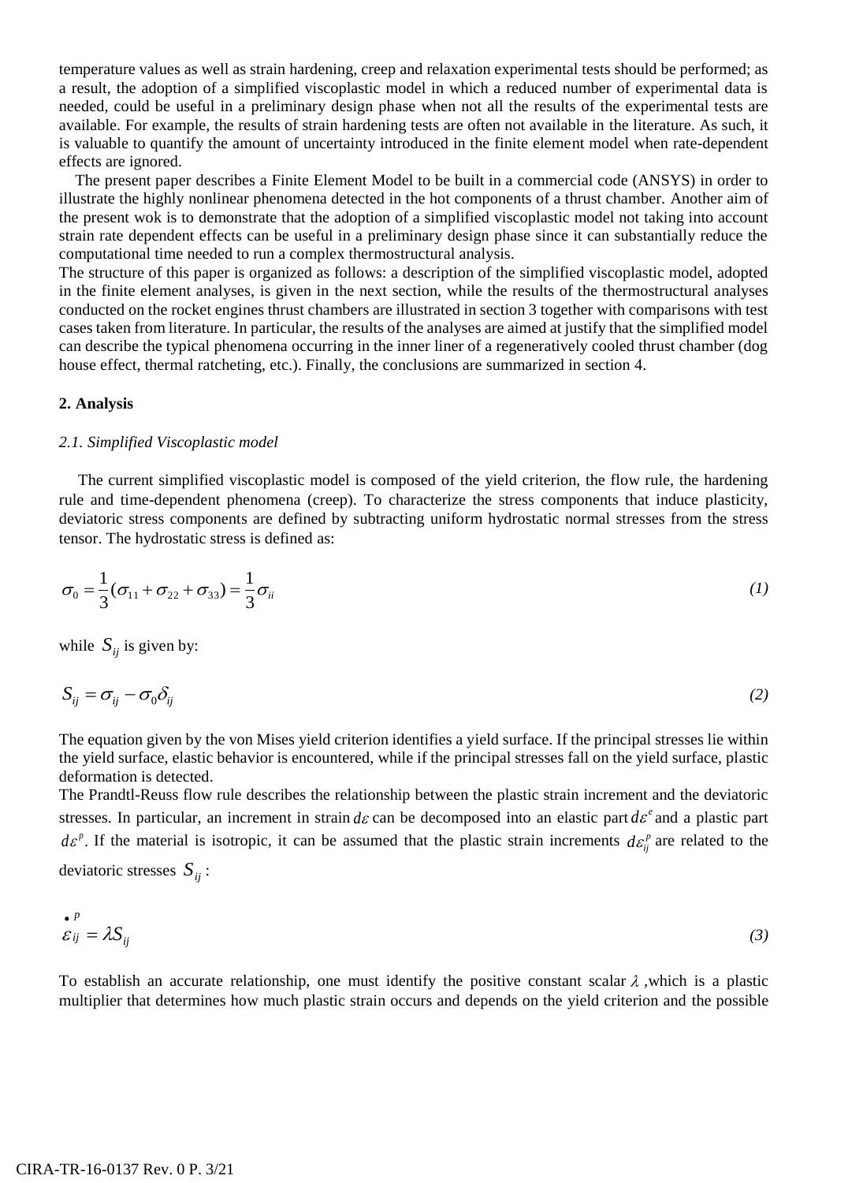temperature values as well as strain hardening, creep and relaxation experimental tests should be performed; as a result, the adoption of a simplified viscoplastic model in which a reduced number of experimental data is needed, could be useful in a preliminary design phase when not all the results of the experimental tests are available. For example, the results of strain hardening tests are often not available in the literature. As such, it is valuable to quantify the amount of uncertainty introduced in the finite element model when rate-dependent effects are ignored.

The present paper describes a Finite Element Model to be built in a commercial code (ANSYS) in order to illustrate the highly nonlinear phenomena detected in the hot components of a thrust chamber. Another aim of the present wok is to demonstrate that the adoption of a simplified viscoplastic model not taking into account strain rate dependent effects can be useful in a preliminary design phase since it can substantially reduce the computational time needed to run a complex thermostructural analysis.

The structure of this paper is organized as follows: a description of the simplified viscoplastic model, adopted in the finite element analyses, is given in the next section, while the results of the thermostructural analyses conducted on the rocket engines thrust chambers are illustrated in section 3 together with comparisons with test cases taken from literature. In particular, the results of the analyses are aimed at justify that the simplified model can describe the typical phenomena occurring in the inner liner of a regeneratively cooled thrust chamber (dog house effect, thermal ratcheting, etc.). Finally, the conclusions are summarized in section 4.

**2. Analysis**

*2.1. Simplified Viscoplastic model*

The current simplified viscoplastic model is composed of the yield criterion, the flow rule, the hardening rule and time-dependent phenomena (creep). To characterize the stress components that induce plasticity, deviatoric stress components are defined by subtracting uniform hydrostatic normal stresses from the stress tensor. The hydrostatic stress is defined as:

$$\sigma_0 = \frac{1}{3}(\sigma_{11} + \sigma_{22} + \sigma_{33}) = \frac{1}{3}\sigma_{ii} \tag{1}$$

while $S_{ij}$ is given by:

$$S_{ij} = \sigma_{ij} - \sigma_0 \delta_{ij} \tag{2}$$

The equation given by the von Mises yield criterion identifies a yield surface. If the principal stresses lie within the yield surface, elastic behavior is encountered, while if the principal stresses fall on the yield surface, plastic deformation is detected.

The Prandtl-Reuss flow rule describes the relationship between the plastic strain increment and the deviatoric stresses. In particular, an increment in strain $d\varepsilon$ can be decomposed into an elastic part $d\varepsilon^e$ and a plastic part $d\varepsilon^p$. If the material is isotropic, it can be assumed that the plastic strain increments $d\varepsilon_{ij}^p$ are related to the deviatoric stresses $S_{ij}$ :

$$\dot{\varepsilon}_{ij}^{p} = \lambda S_{ij} \tag{3}$$

To establish an accurate relationship, one must identify the positive constant scalar $\lambda$ ,which is a plastic multiplier that determines how much plastic strain occurs and depends on the yield criterion and the possible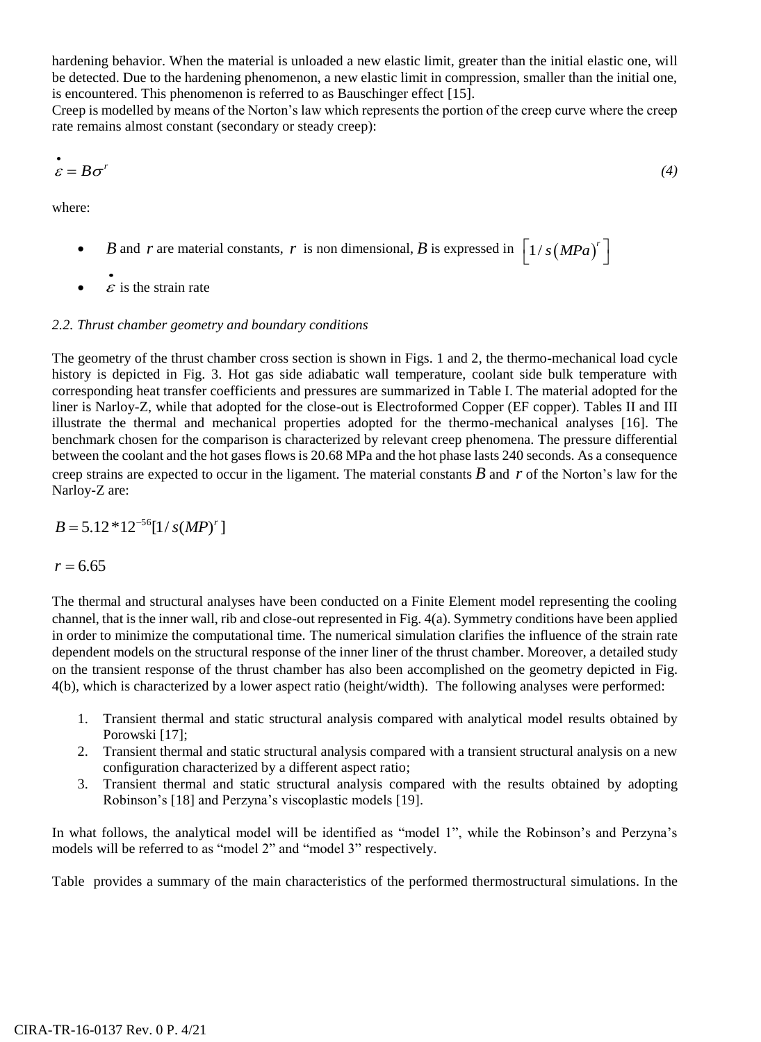hardening behavior. When the material is unloaded a new elastic limit, greater than the initial elastic one, will be detected. Due to the hardening phenomenon, a new elastic limit in compression, smaller than the initial one, is encountered. This phenomenon is referred to as Bauschinger effect [15].
Creep is modelled by means of the Norton's law which represents the portion of the creep curve where the creep rate remains almost constant (secondary or steady creep):

$$\dot{\varepsilon} = B\sigma^r \tag{4}$$

where:

- $B$ and $r$ are material constants, $r$ is non dimensional, $B$ is expressed in $\left[1/s\left(MPa\right)^r\right]$
- $\dot{\varepsilon}$ is the strain rate

### *2.2. Thrust chamber geometry and boundary conditions*

The geometry of the thrust chamber cross section is shown in Figs. 1 and 2, the thermo-mechanical load cycle history is depicted in Fig. 3. Hot gas side adiabatic wall temperature, coolant side bulk temperature with corresponding heat transfer coefficients and pressures are summarized in Table I. The material adopted for the liner is Narloy-Z, while that adopted for the close-out is Electroformed Copper (EF copper). Tables II and III illustrate the thermal and mechanical properties adopted for the thermo-mechanical analyses [16]. The benchmark chosen for the comparison is characterized by relevant creep phenomena. The pressure differential between the coolant and the hot gases flows is 20.68 MPa and the hot phase lasts 240 seconds. As a consequence creep strains are expected to occur in the ligament. The material constants $B$ and $r$ of the Norton's law for the Narloy-Z are:

$$B = 5.12 * 12^{-56} [1/s(MP)^r]$$

$$r = 6.65$$

The thermal and structural analyses have been conducted on a Finite Element model representing the cooling channel, that is the inner wall, rib and close-out represented in Fig. 4(a). Symmetry conditions have been applied in order to minimize the computational time. The numerical simulation clarifies the influence of the strain rate dependent models on the structural response of the inner liner of the thrust chamber. Moreover, a detailed study on the transient response of the thrust chamber has also been accomplished on the geometry depicted in Fig. 4(b), which is characterized by a lower aspect ratio (height/width). The following analyses were performed:

1. Transient thermal and static structural analysis compared with analytical model results obtained by Porowski [17];
2. Transient thermal and static structural analysis compared with a transient structural analysis on a new configuration characterized by a different aspect ratio;
3. Transient thermal and static structural analysis compared with the results obtained by adopting Robinson's [18] and Perzyna's viscoplastic models [19].

In what follows, the analytical model will be identified as "model 1", while the Robinson's and Perzyna's models will be referred to as "model 2" and "model 3" respectively.

Table provides a summary of the main characteristics of the performed thermostructural simulations. In the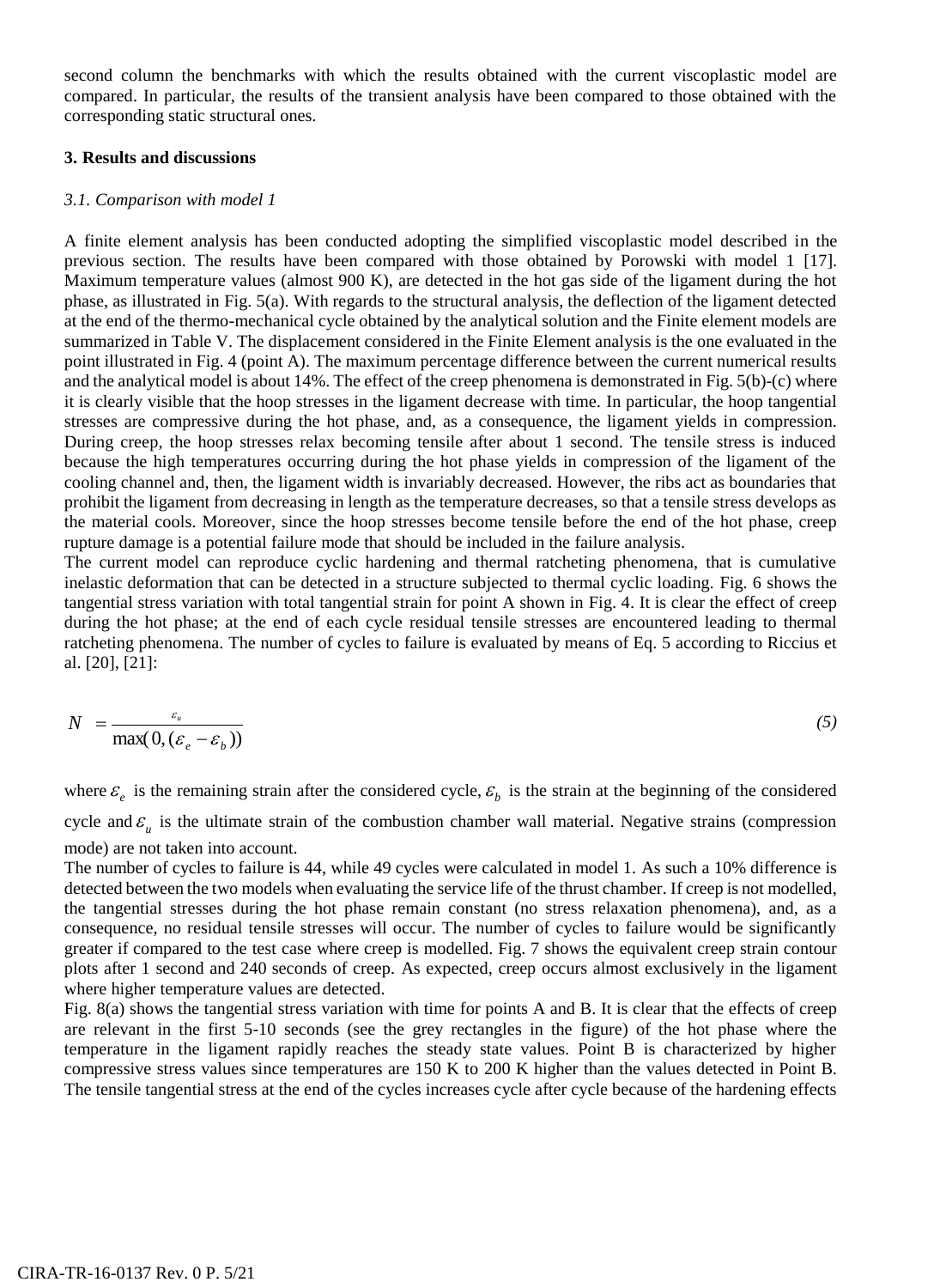second column the benchmarks with which the results obtained with the current viscoplastic model are compared. In particular, the results of the transient analysis have been compared to those obtained with the corresponding static structural ones.

## 3. Results and discussions

### *3.1. Comparison with model 1*

A finite element analysis has been conducted adopting the simplified viscoplastic model described in the previous section. The results have been compared with those obtained by Porowski with model 1 [17]. Maximum temperature values (almost 900 K), are detected in the hot gas side of the ligament during the hot phase, as illustrated in Fig. 5(a). With regards to the structural analysis, the deflection of the ligament detected at the end of the thermo-mechanical cycle obtained by the analytical solution and the Finite element models are summarized in Table V. The displacement considered in the Finite Element analysis is the one evaluated in the point illustrated in Fig. 4 (point A). The maximum percentage difference between the current numerical results and the analytical model is about 14%. The effect of the creep phenomena is demonstrated in Fig. 5(b)-(c) where it is clearly visible that the hoop stresses in the ligament decrease with time. In particular, the hoop tangential stresses are compressive during the hot phase, and, as a consequence, the ligament yields in compression. During creep, the hoop stresses relax becoming tensile after about 1 second. The tensile stress is induced because the high temperatures occurring during the hot phase yields in compression of the ligament of the cooling channel and, then, the ligament width is invariably decreased. However, the ribs act as boundaries that prohibit the ligament from decreasing in length as the temperature decreases, so that a tensile stress develops as the material cools. Moreover, since the hoop stresses become tensile before the end of the hot phase, creep rupture damage is a potential failure mode that should be included in the failure analysis.

The current model can reproduce cyclic hardening and thermal ratcheting phenomena, that is cumulative inelastic deformation that can be detected in a structure subjected to thermal cyclic loading. Fig. 6 shows the tangential stress variation with total tangential strain for point A shown in Fig. 4. It is clear the effect of creep during the hot phase; at the end of each cycle residual tensile stresses are encountered leading to thermal ratcheting phenomena. The number of cycles to failure is evaluated by means of Eq. 5 according to Riccius et al. [20], [21]:

$$N = \frac{\varepsilon_u}{\max(0, (\varepsilon_e - \varepsilon_b))} \tag{5}$$

where $\varepsilon_e$ is the remaining strain after the considered cycle, $\varepsilon_b$ is the strain at the beginning of the considered cycle and $\varepsilon_u$ is the ultimate strain of the combustion chamber wall material. Negative strains (compression mode) are not taken into account.

The number of cycles to failure is 44, while 49 cycles were calculated in model 1. As such a 10% difference is detected between the two models when evaluating the service life of the thrust chamber. If creep is not modelled, the tangential stresses during the hot phase remain constant (no stress relaxation phenomena), and, as a consequence, no residual tensile stresses will occur. The number of cycles to failure would be significantly greater if compared to the test case where creep is modelled. Fig. 7 shows the equivalent creep strain contour plots after 1 second and 240 seconds of creep. As expected, creep occurs almost exclusively in the ligament where higher temperature values are detected.

Fig. 8(a) shows the tangential stress variation with time for points A and B. It is clear that the effects of creep are relevant in the first 5-10 seconds (see the grey rectangles in the figure) of the hot phase where the temperature in the ligament rapidly reaches the steady state values. Point B is characterized by higher compressive stress values since temperatures are 150 K to 200 K higher than the values detected in Point B. The tensile tangential stress at the end of the cycles increases cycle after cycle because of the hardening effects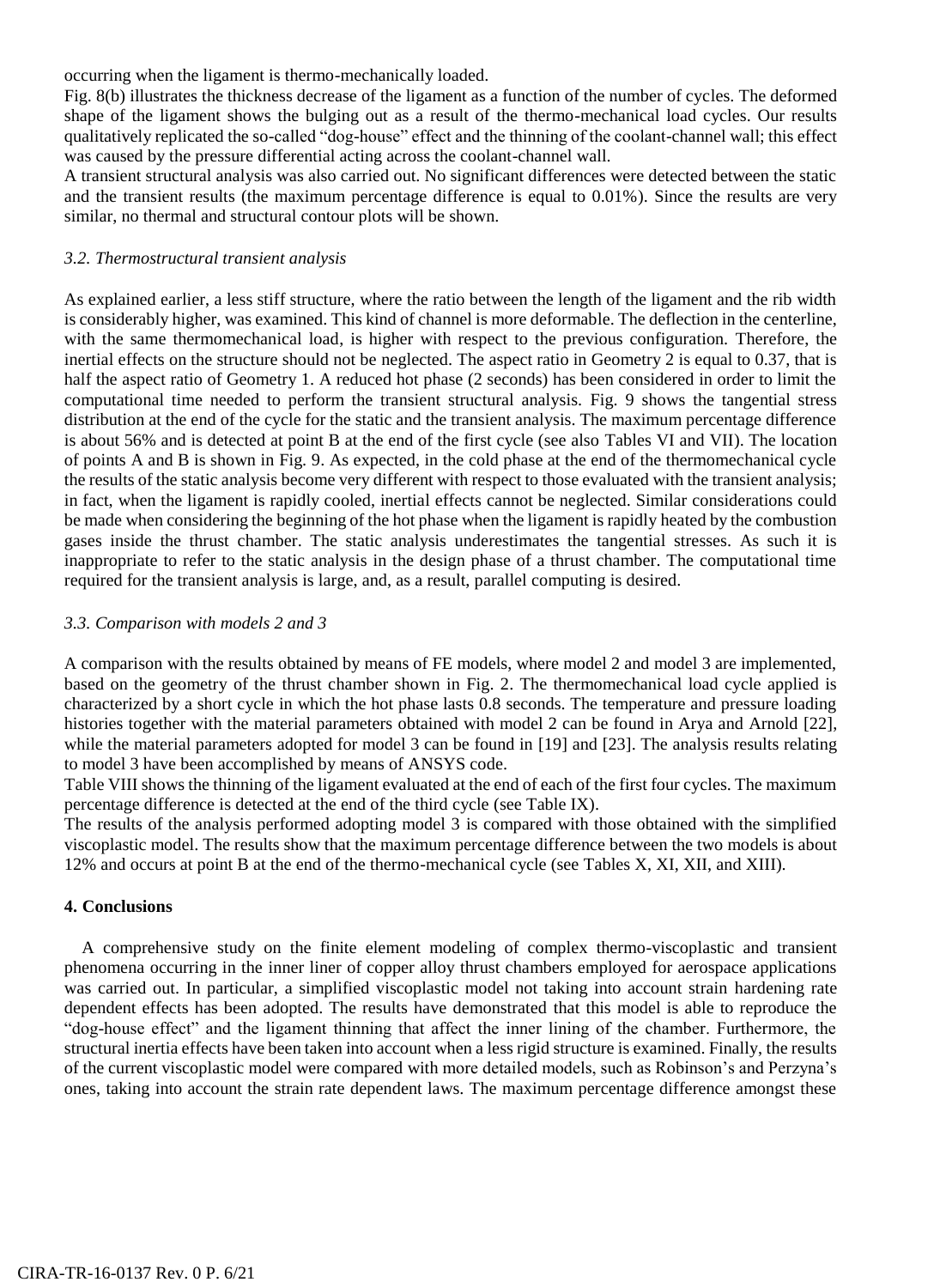occurring when the ligament is thermo-mechanically loaded.

Fig. 8(b) illustrates the thickness decrease of the ligament as a function of the number of cycles. The deformed shape of the ligament shows the bulging out as a result of the thermo-mechanical load cycles. Our results qualitatively replicated the so-called "dog-house" effect and the thinning of the coolant-channel wall; this effect was caused by the pressure differential acting across the coolant-channel wall.

A transient structural analysis was also carried out. No significant differences were detected between the static and the transient results (the maximum percentage difference is equal to 0.01%). Since the results are very similar, no thermal and structural contour plots will be shown.

### *3.2. Thermostructural transient analysis*

As explained earlier, a less stiff structure, where the ratio between the length of the ligament and the rib width is considerably higher, was examined. This kind of channel is more deformable. The deflection in the centerline, with the same thermomechanical load, is higher with respect to the previous configuration. Therefore, the inertial effects on the structure should not be neglected. The aspect ratio in Geometry 2 is equal to 0.37, that is half the aspect ratio of Geometry 1. A reduced hot phase (2 seconds) has been considered in order to limit the computational time needed to perform the transient structural analysis. Fig. 9 shows the tangential stress distribution at the end of the cycle for the static and the transient analysis. The maximum percentage difference is about 56% and is detected at point B at the end of the first cycle (see also Tables VI and VII). The location of points A and B is shown in Fig. 9. As expected, in the cold phase at the end of the thermomechanical cycle the results of the static analysis become very different with respect to those evaluated with the transient analysis; in fact, when the ligament is rapidly cooled, inertial effects cannot be neglected. Similar considerations could be made when considering the beginning of the hot phase when the ligament is rapidly heated by the combustion gases inside the thrust chamber. The static analysis underestimates the tangential stresses. As such it is inappropriate to refer to the static analysis in the design phase of a thrust chamber. The computational time required for the transient analysis is large, and, as a result, parallel computing is desired.

### *3.3. Comparison with models 2 and 3*

A comparison with the results obtained by means of FE models, where model 2 and model 3 are implemented, based on the geometry of the thrust chamber shown in Fig. 2. The thermomechanical load cycle applied is characterized by a short cycle in which the hot phase lasts 0.8 seconds. The temperature and pressure loading histories together with the material parameters obtained with model 2 can be found in Arya and Arnold [22], while the material parameters adopted for model 3 can be found in [19] and [23]. The analysis results relating to model 3 have been accomplished by means of ANSYS code.

Table VIII shows the thinning of the ligament evaluated at the end of each of the first four cycles. The maximum percentage difference is detected at the end of the third cycle (see Table IX).

The results of the analysis performed adopting model 3 is compared with those obtained with the simplified viscoplastic model. The results show that the maximum percentage difference between the two models is about 12% and occurs at point B at the end of the thermo-mechanical cycle (see Tables X, XI, XII, and XIII).

## 4. Conclusions

A comprehensive study on the finite element modeling of complex thermo-viscoplastic and transient phenomena occurring in the inner liner of copper alloy thrust chambers employed for aerospace applications was carried out. In particular, a simplified viscoplastic model not taking into account strain hardening rate dependent effects has been adopted. The results have demonstrated that this model is able to reproduce the "dog-house effect" and the ligament thinning that affect the inner lining of the chamber. Furthermore, the structural inertia effects have been taken into account when a less rigid structure is examined. Finally, the results of the current viscoplastic model were compared with more detailed models, such as Robinson's and Perzyna's ones, taking into account the strain rate dependent laws. The maximum percentage difference amongst these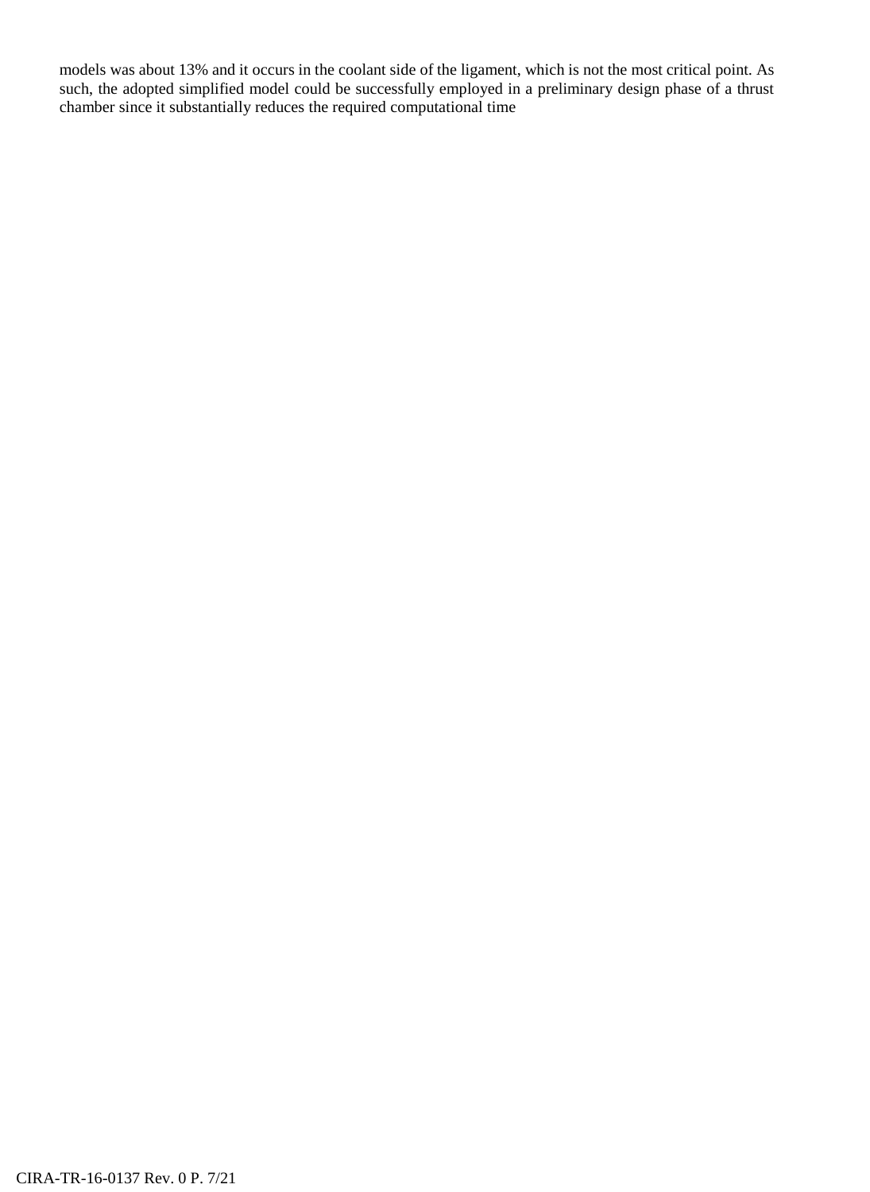models was about 13% and it occurs in the coolant side of the ligament, which is not the most critical point. As such, the adopted simplified model could be successfully employed in a preliminary design phase of a thrust chamber since it substantially reduces the required computational time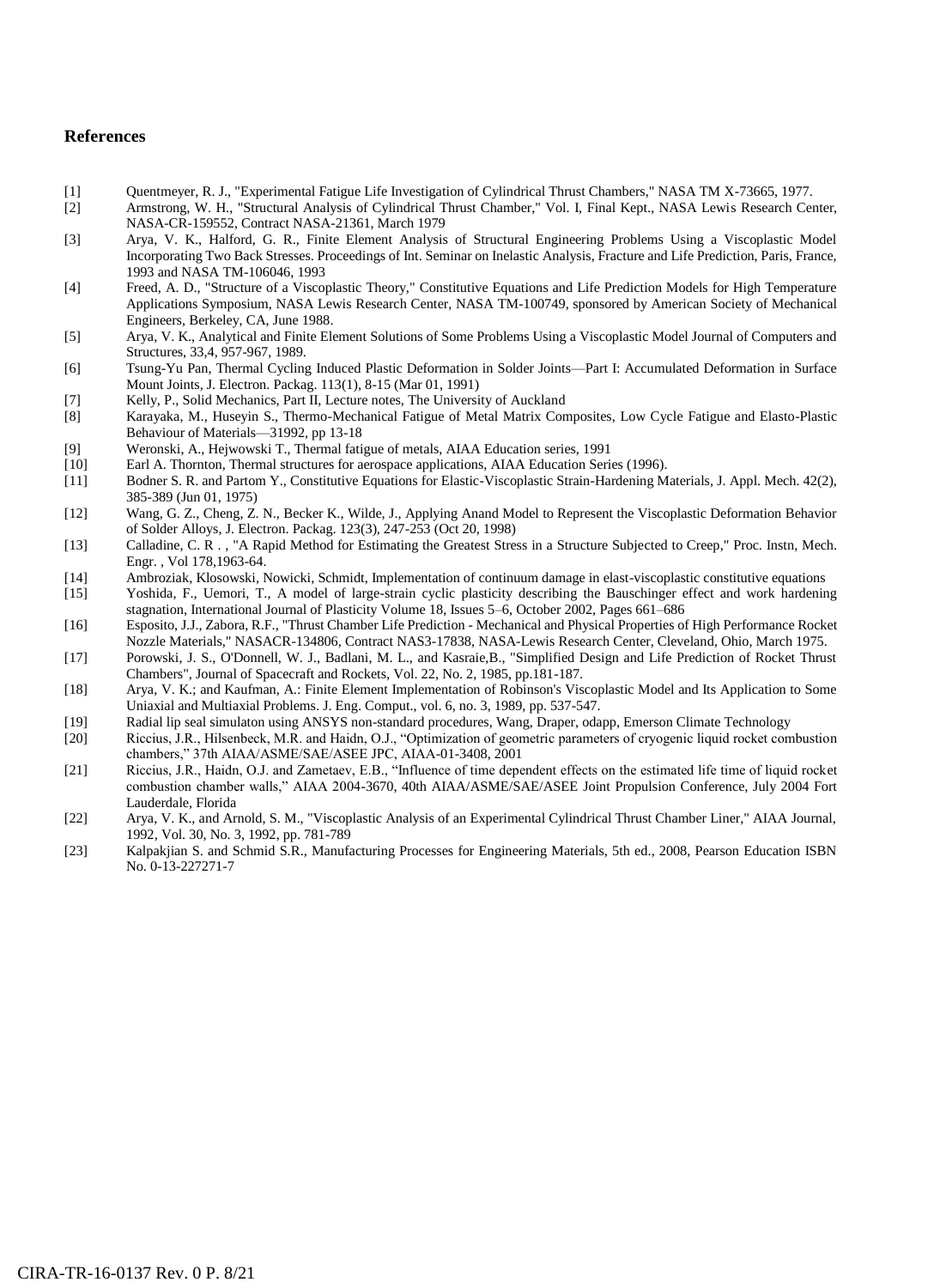## References

[1] Quentmeyer, R. J., "Experimental Fatigue Life Investigation of Cylindrical Thrust Chambers," NASA TM X-73665, 1977.

[2] Armstrong, W. H., "Structural Analysis of Cylindrical Thrust Chamber," Vol. I, Final Kept., NASA Lewis Research Center, NASA-CR-159552, Contract NASA-21361, March 1979

[3] Arya, V. K., Halford, G. R., Finite Element Analysis of Structural Engineering Problems Using a Viscoplastic Model Incorporating Two Back Stresses. Proceedings of Int. Seminar on Inelastic Analysis, Fracture and Life Prediction, Paris, France, 1993 and NASA TM-106046, 1993

[4] Freed, A. D., "Structure of a Viscoplastic Theory," Constitutive Equations and Life Prediction Models for High Temperature Applications Symposium, NASA Lewis Research Center, NASA TM-100749, sponsored by American Society of Mechanical Engineers, Berkeley, CA, June 1988.

[5] Arya, V. K., Analytical and Finite Element Solutions of Some Problems Using a Viscoplastic Model Journal of Computers and Structures, 33,4, 957-967, 1989.

[6] Tsung-Yu Pan, Thermal Cycling Induced Plastic Deformation in Solder Joints—Part I: Accumulated Deformation in Surface Mount Joints, J. Electron. Packag. 113(1), 8-15 (Mar 01, 1991)

[7] Kelly, P., Solid Mechanics, Part II, Lecture notes, The University of Auckland

[8] Karayaka, M., Huseyin S., Thermo-Mechanical Fatigue of Metal Matrix Composites, Low Cycle Fatigue and Elasto-Plastic Behaviour of Materials—31992, pp 13-18

[9] Weronski, A., Hejwowski T., Thermal fatigue of metals, AIAA Education series, 1991

[10] Earl A. Thornton, Thermal structures for aerospace applications, AIAA Education Series (1996).

[11] Bodner S. R. and Partom Y., Constitutive Equations for Elastic-Viscoplastic Strain-Hardening Materials, J. Appl. Mech. 42(2), 385-389 (Jun 01, 1975)

[12] Wang, G. Z., Cheng, Z. N., Becker K., Wilde, J., Applying Anand Model to Represent the Viscoplastic Deformation Behavior of Solder Alloys, J. Electron. Packag. 123(3), 247-253 (Oct 20, 1998)

[13] Calladine, C. R . , "A Rapid Method for Estimating the Greatest Stress in a Structure Subjected to Creep," Proc. Instn, Mech. Engr. , Vol 178,1963-64.

[14] Ambroziak, Klosowski, Nowicki, Schmidt, Implementation of continuum damage in elast-viscoplastic constitutive equations

[15] Yoshida, F., Uemori, T., A model of large-strain cyclic plasticity describing the Bauschinger effect and work hardening stagnation, International Journal of Plasticity Volume 18, Issues 5–6, October 2002, Pages 661–686

[16] Esposito, J.J., Zabora, R.F., "Thrust Chamber Life Prediction - Mechanical and Physical Properties of High Performance Rocket Nozzle Materials," NASACR-134806, Contract NAS3-17838, NASA-Lewis Research Center, Cleveland, Ohio, March 1975.

[17] Porowski, J. S., O'Donnell, W. J., Badlani, M. L., and Kasraie,B., "Simplified Design and Life Prediction of Rocket Thrust Chambers", Journal of Spacecraft and Rockets, Vol. 22, No. 2, 1985, pp.181-187.

[18] Arya, V. K.; and Kaufman, A.: Finite Element Implementation of Robinson's Viscoplastic Model and Its Application to Some Uniaxial and Multiaxial Problems. J. Eng. Comput., vol. 6, no. 3, 1989, pp. 537-547.

[19] Radial lip seal simulaton using ANSYS non-standard procedures, Wang, Draper, odapp, Emerson Climate Technology

[20] Riccius, J.R., Hilsenbeck, M.R. and Haidn, O.J., "Optimization of geometric parameters of cryogenic liquid rocket combustion chambers," 37th AIAA/ASME/SAE/ASEE JPC, AIAA-01-3408, 2001

[21] Riccius, J.R., Haidn, O.J. and Zametaev, E.B., "Influence of time dependent effects on the estimated life time of liquid rocket combustion chamber walls," AIAA 2004-3670, 40th AIAA/ASME/SAE/ASEE Joint Propulsion Conference, July 2004 Fort Lauderdale, Florida

[22] Arya, V. K., and Arnold, S. M., "Viscoplastic Analysis of an Experimental Cylindrical Thrust Chamber Liner," AIAA Journal, 1992, Vol. 30, No. 3, 1992, pp. 781-789

[23] Kalpakjian S. and Schmid S.R., Manufacturing Processes for Engineering Materials, 5th ed., 2008, Pearson Education ISBN No. 0-13-227271-7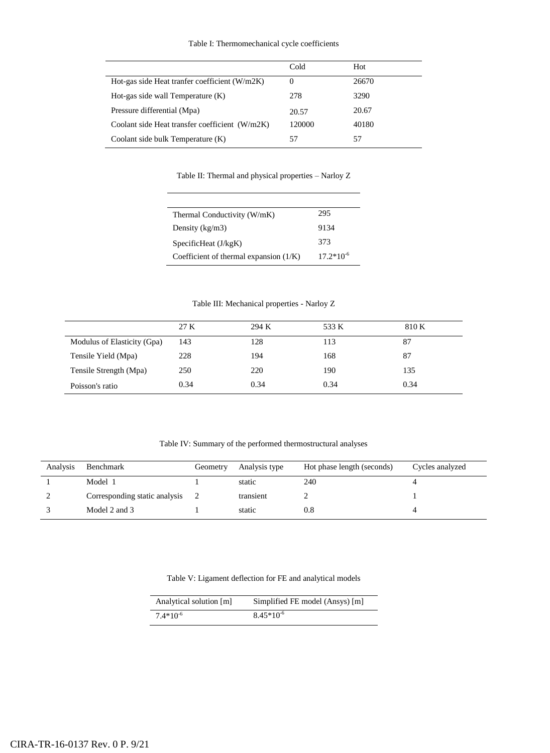Table I: Thermomechanical cycle coefficients

| | Cold | Hot |
|---|---|---|
| Hot-gas side Heat tranfer coefficient (W/m2K) | 0 | 26670 |
| Hot-gas side wall Temperature (K) | 278 | 3290 |
| Pressure differential (Mpa) | 20.57 | 20.67 |
| Coolant side Heat transfer coefficient (W/m2K) | 120000 | 40180 |
| Coolant side bulk Temperature (K) | 57 | 57 |

Table II: Thermal and physical properties – Narloy Z

| | |
|---|---|
| Thermal Conductivity (W/mK) | 295 |
| Density (kg/m3) | 9134 |
| SpecificHeat (J/kgK) | 373 |
| Coefficient of thermal expansion (1/K) | $17.2*10^{-6}$ |

Table III: Mechanical properties - Narloy Z

| | 27 K | 294 K | 533 K | 810 K |
|---|---|---|---|---|
| Modulus of Elasticity (Gpa) | 143 | 128 | 113 | 87 |
| Tensile Yield (Mpa) | 228 | 194 | 168 | 87 |
| Tensile Strength (Mpa) | 250 | 220 | 190 | 135 |
| Poisson's ratio | 0.34 | 0.34 | 0.34 | 0.34 |

Table IV: Summary of the performed thermostructural analyses

| Analysis | Benchmark | Geometry | Analysis type | Hot phase length (seconds) | Cycles analyzed |
|---|---|---|---|---|---|
| 1 | Model 1 | 1 | static | 240 | 4 |
| 2 | Corresponding static analysis | 2 | transient | 2 | 1 |
| 3 | Model 2 and 3 | 1 | static | 0.8 | 4 |

Table V: Ligament deflection for FE and analytical models

| Analytical solution [m] | Simplified FE model (Ansys) [m] |
|---|---|
| $7.4*10^{-6}$ | $8.45*10^{-6}$ |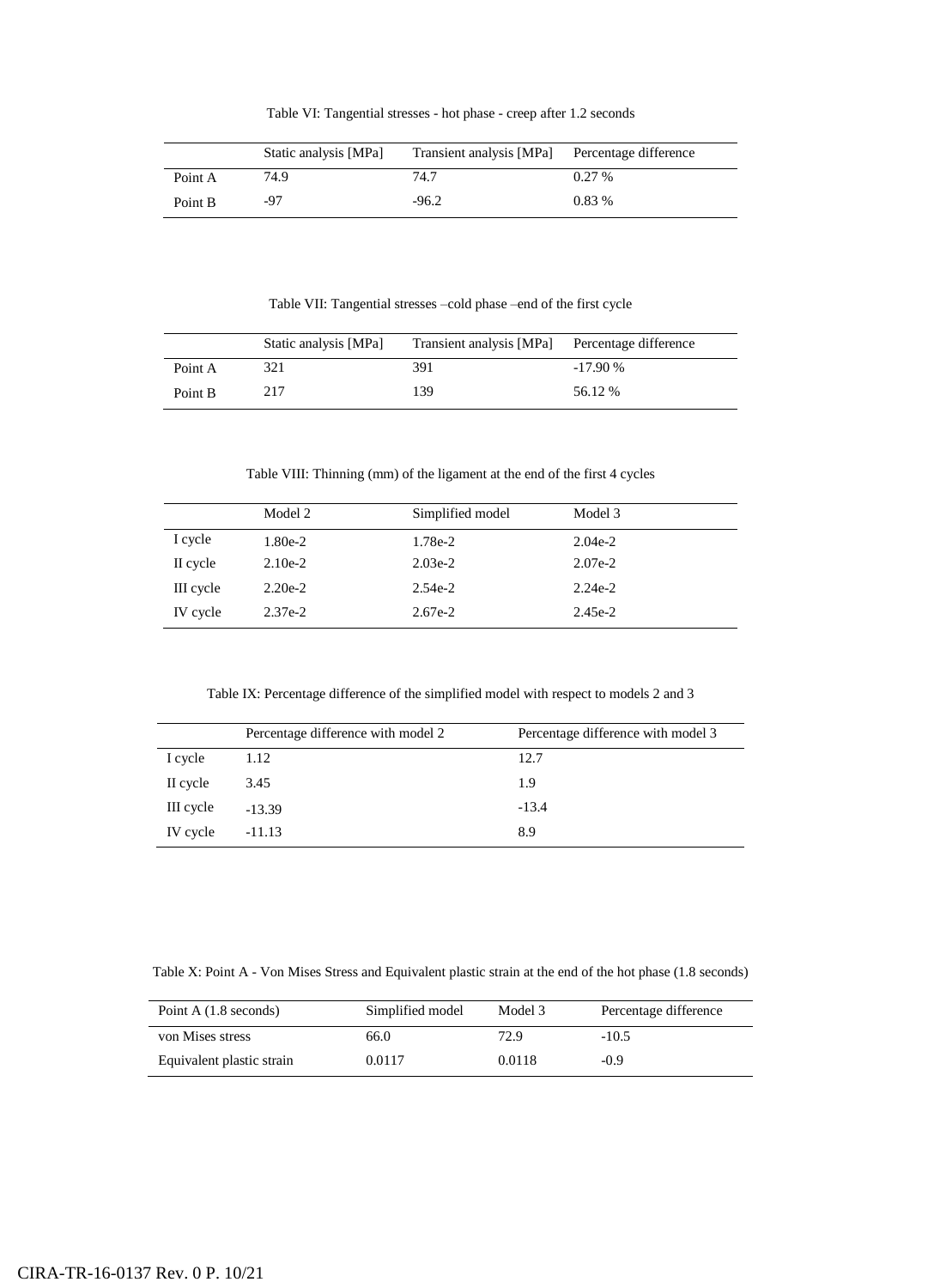Table VI: Tangential stresses - hot phase - creep after 1.2 seconds

| | Static analysis [MPa] | Transient analysis [MPa] | Percentage difference |
|---|---|---|---|
| Point A | 74.9 | 74.7 | 0.27 % |
| Point B | -97 | -96.2 | 0.83 % |

Table VII: Tangential stresses –cold phase –end of the first cycle

| | Static analysis [MPa] | Transient analysis [MPa] | Percentage difference |
|---|---|---|---|
| Point A | 321 | 391 | -17.90 % |
| Point B | 217 | 139 | 56.12 % |

Table VIII: Thinning (mm) of the ligament at the end of the first 4 cycles

| | Model 2 | Simplified model | Model 3 |
|---|---|---|---|
| I cycle | 1.80e-2 | 1.78e-2 | 2.04e-2 |
| II cycle | 2.10e-2 | 2.03e-2 | 2.07e-2 |
| III cycle | 2.20e-2 | 2.54e-2 | 2.24e-2 |
| IV cycle | 2.37e-2 | 2.67e-2 | 2.45e-2 |

Table IX: Percentage difference of the simplified model with respect to models 2 and 3

| | Percentage difference with model 2 | Percentage difference with model 3 |
|---|---|---|
| I cycle | 1.12 | 12.7 |
| II cycle | 3.45 | 1.9 |
| III cycle | -13.39 | -13.4 |
| IV cycle | -11.13 | 8.9 |

Table X: Point A - Von Mises Stress and Equivalent plastic strain at the end of the hot phase (1.8 seconds)

| Point A (1.8 seconds) | Simplified model | Model 3 | Percentage difference |
|---|---|---|---|
| von Mises stress | 66.0 | 72.9 | -10.5 |
| Equivalent plastic strain | 0.0117 | 0.0118 | -0.9 |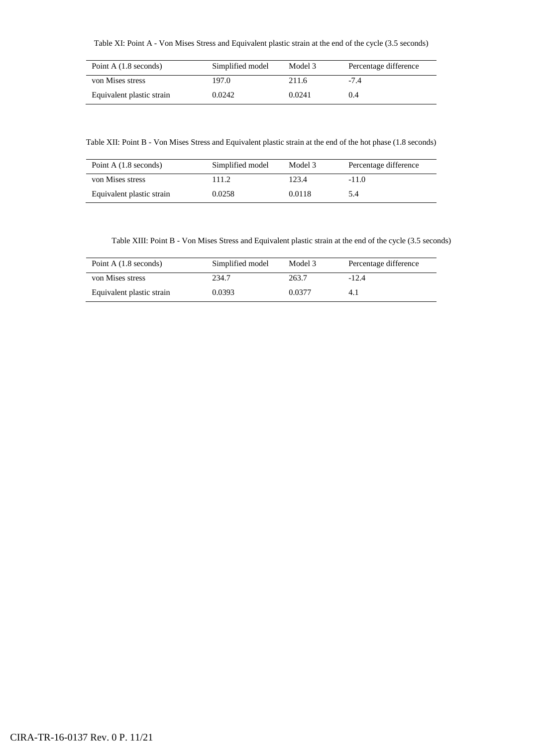Table XI: Point A - Von Mises Stress and Equivalent plastic strain at the end of the cycle (3.5 seconds)

| Point A (1.8 seconds) | Simplified model | Model 3 | Percentage difference |
|---|---|---|---|
| von Mises stress | 197.0 | 211.6 | -7.4 |
| Equivalent plastic strain | 0.0242 | 0.0241 | 0.4 |

Table XII: Point B - Von Mises Stress and Equivalent plastic strain at the end of the hot phase (1.8 seconds)

| Point A (1.8 seconds) | Simplified model | Model 3 | Percentage difference |
|---|---|---|---|
| von Mises stress | 111.2 | 123.4 | -11.0 |
| Equivalent plastic strain | 0.0258 | 0.0118 | 5.4 |

Table XIII: Point B - Von Mises Stress and Equivalent plastic strain at the end of the cycle (3.5 seconds)

| Point A (1.8 seconds) | Simplified model | Model 3 | Percentage difference |
|---|---|---|---|
| von Mises stress | 234.7 | 263.7 | -12.4 |
| Equivalent plastic strain | 0.0393 | 0.0377 | 4.1 |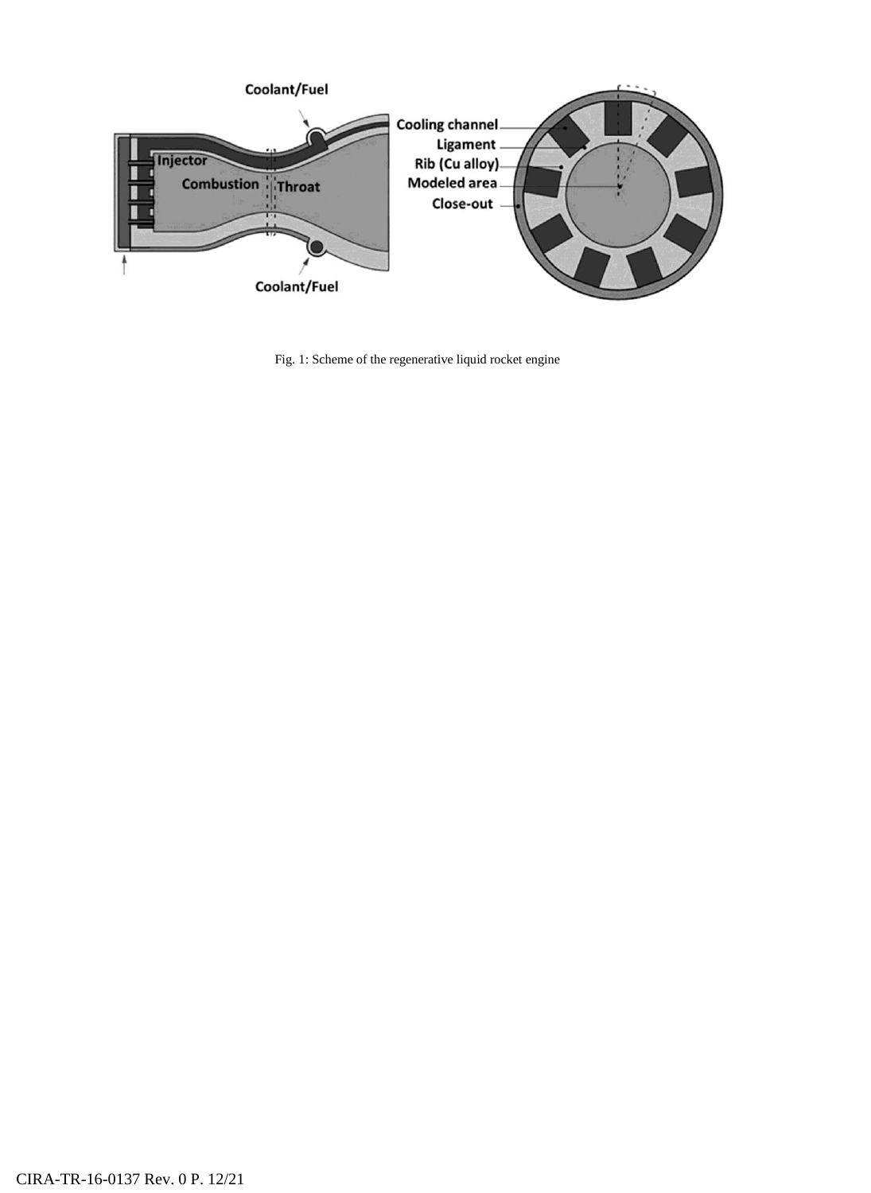Fig. 1: Scheme of the regenerative liquid rocket engine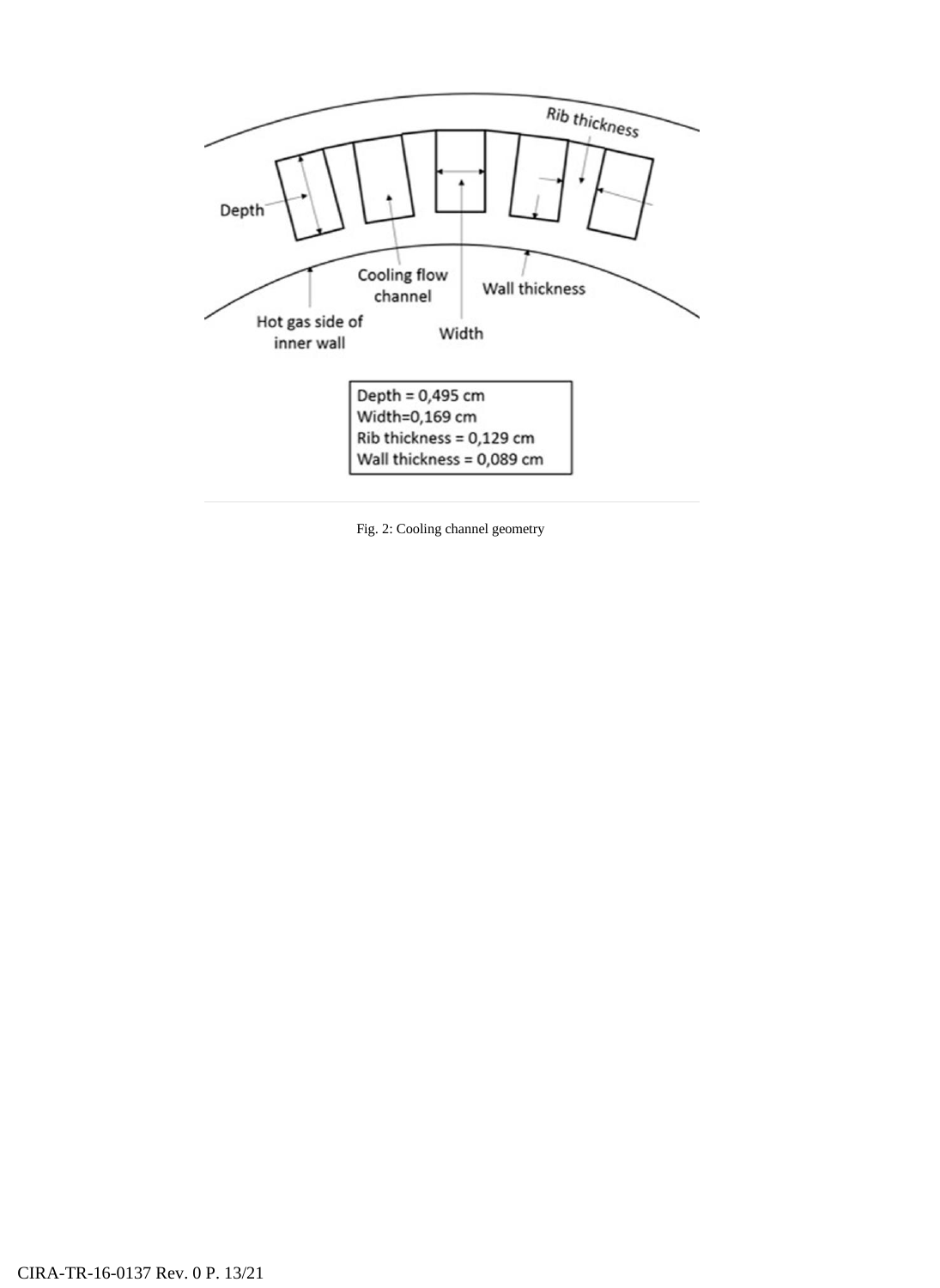Depth = 0,495 cm
Width=0,169 cm
Rib thickness = 0,129 cm
Wall thickness = 0,089 cm

Fig. 2: Cooling channel geometry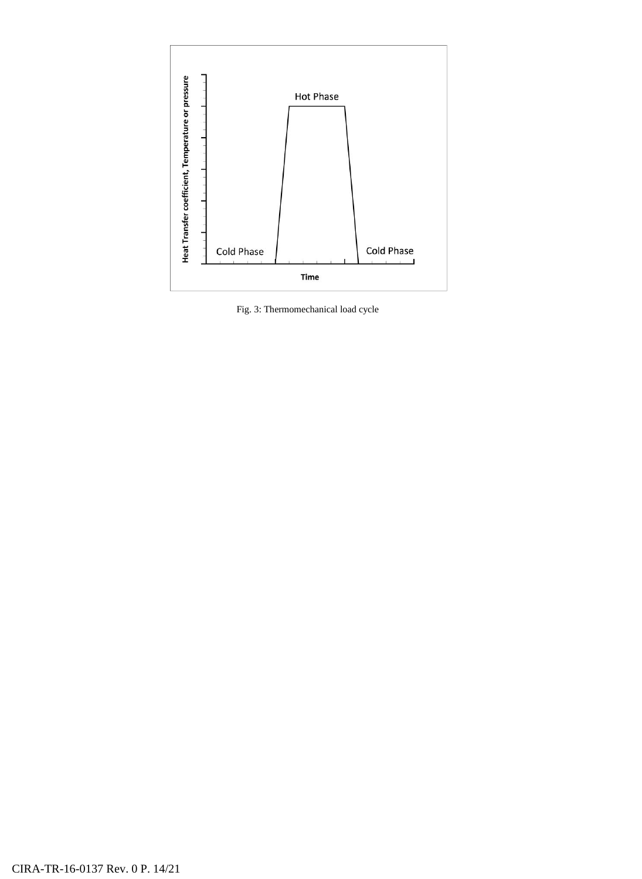Fig. 3: Thermomechanical load cycle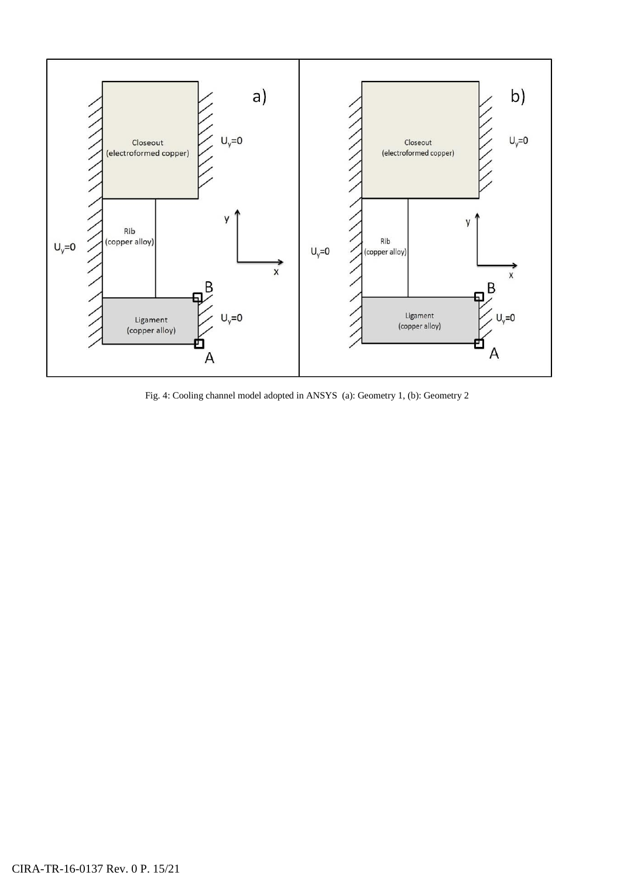Fig. 4: Cooling channel model adopted in ANSYS (a): Geometry 1, (b): Geometry 2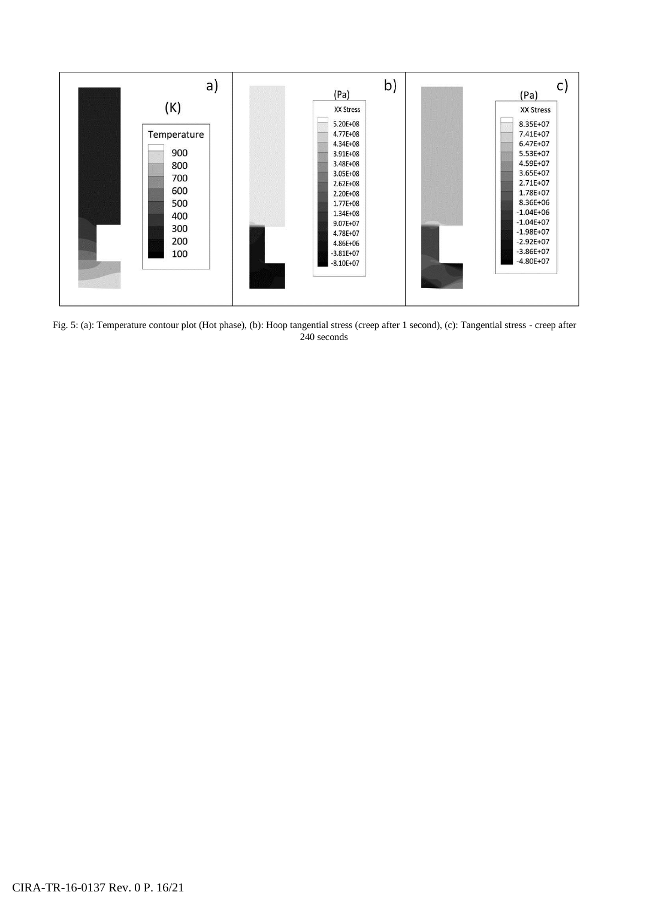Fig. 5: (a): Temperature contour plot (Hot phase), (b): Hoop tangential stress (creep after 1 second), (c): Tangential stress - creep after 240 seconds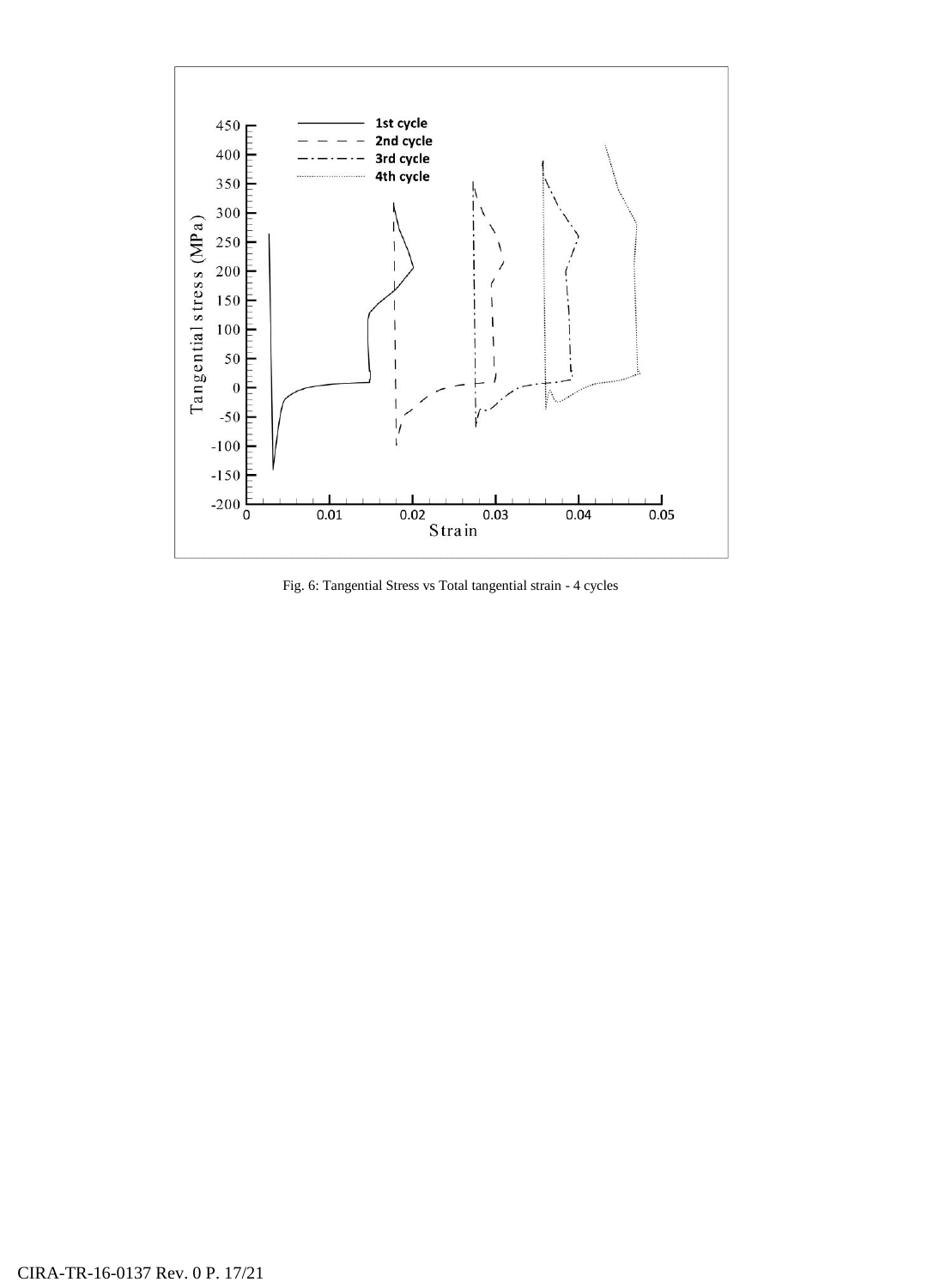Fig. 6: Tangential Stress vs Total tangential strain - 4 cycles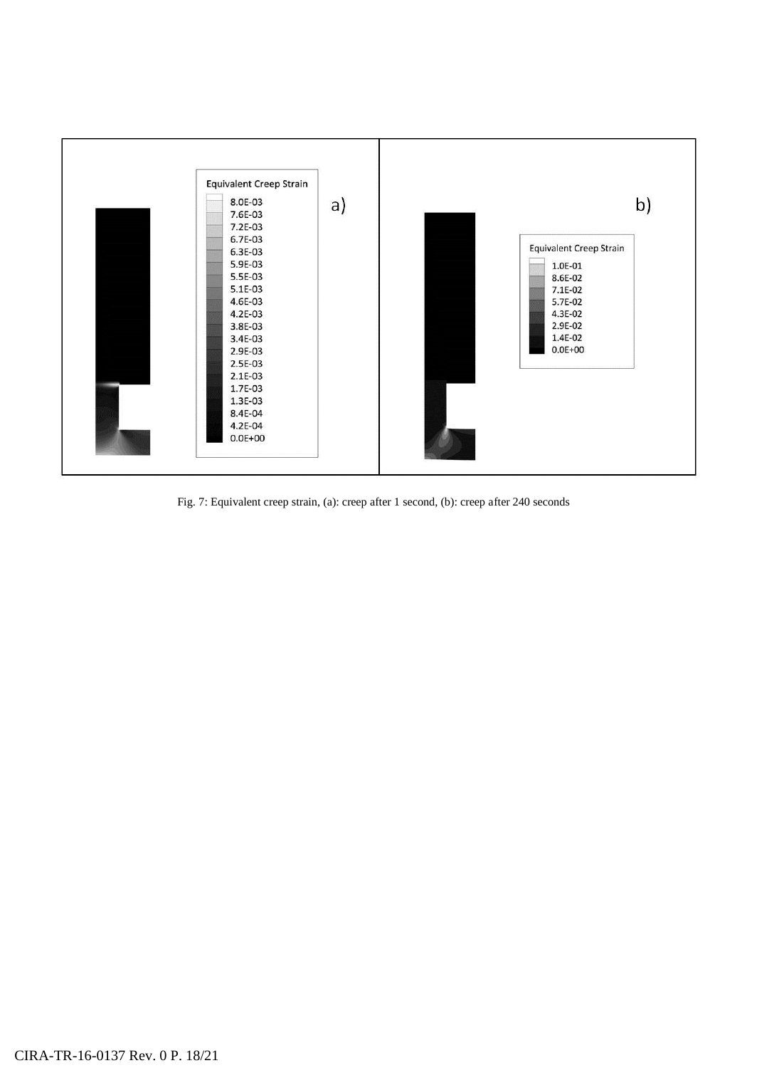Fig. 7: Equivalent creep strain, (a): creep after 1 second, (b): creep after 240 seconds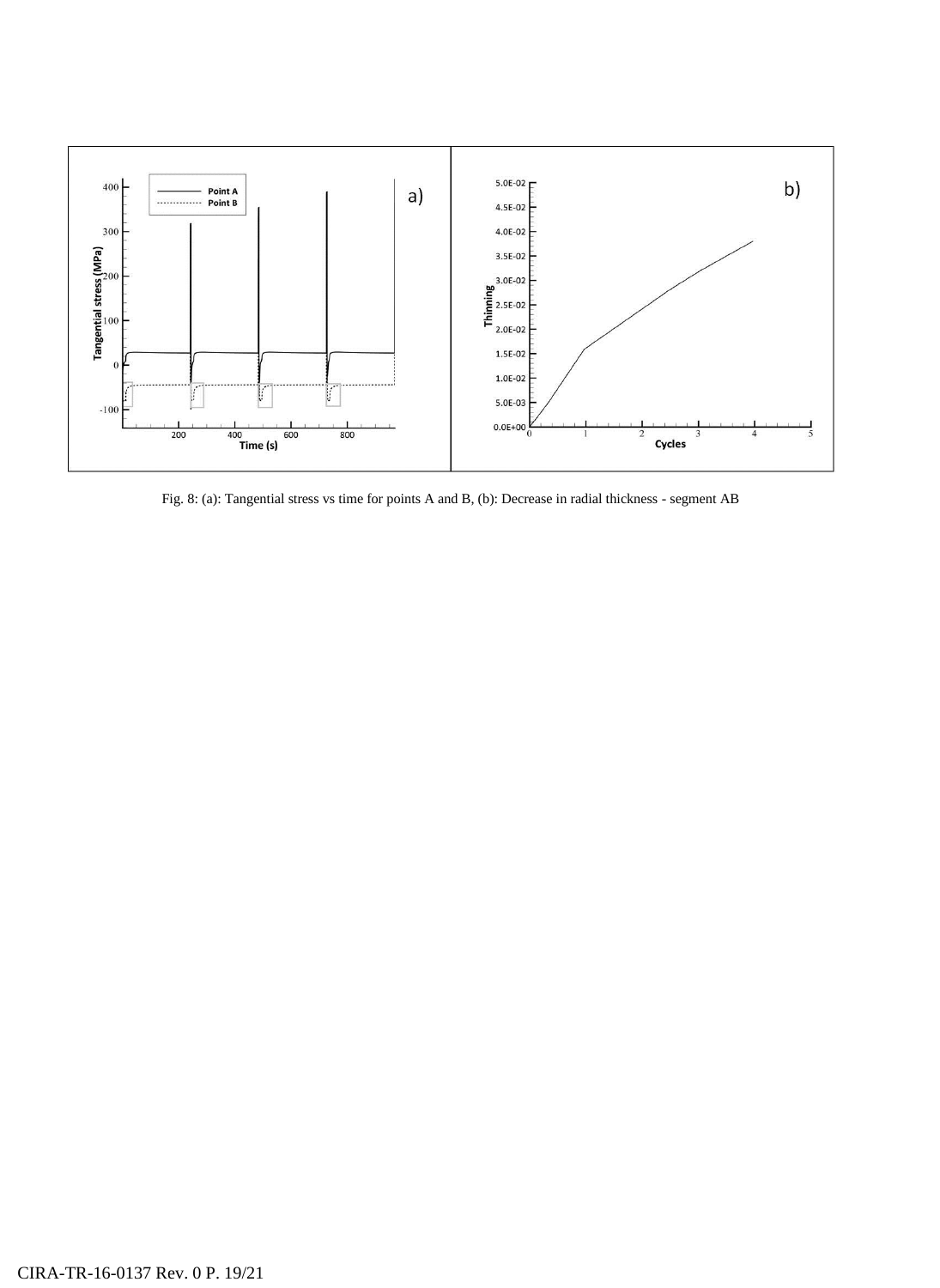Fig. 8: (a): Tangential stress vs time for points A and B, (b): Decrease in radial thickness - segment AB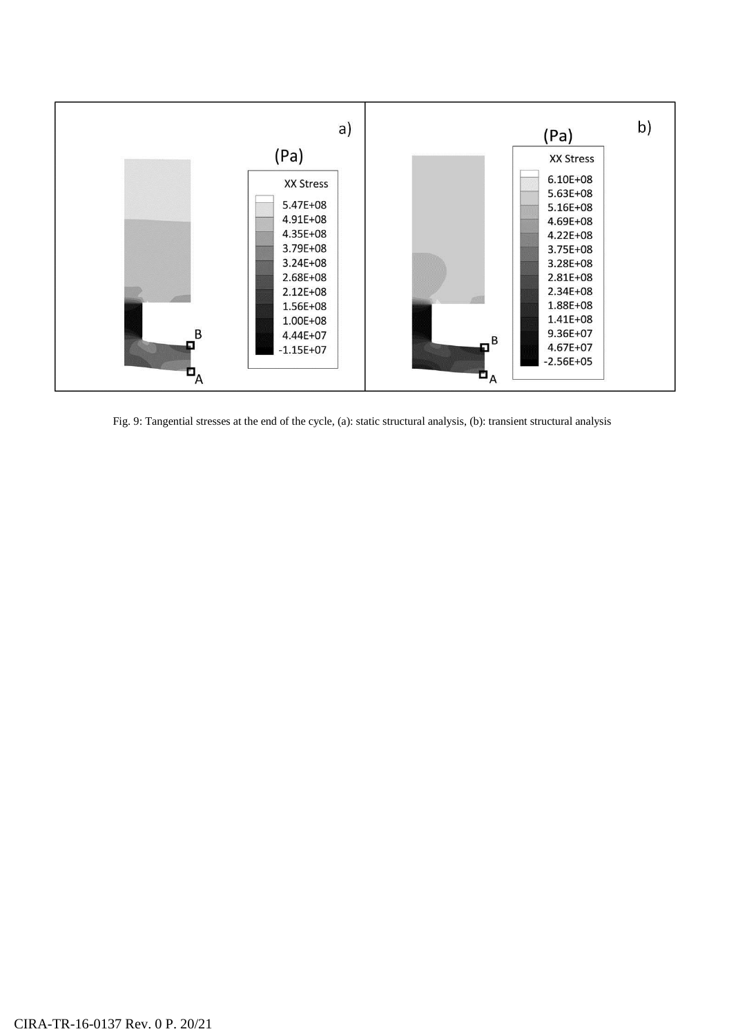Fig. 9: Tangential stresses at the end of the cycle, (a): static structural analysis, (b): transient structural analysis